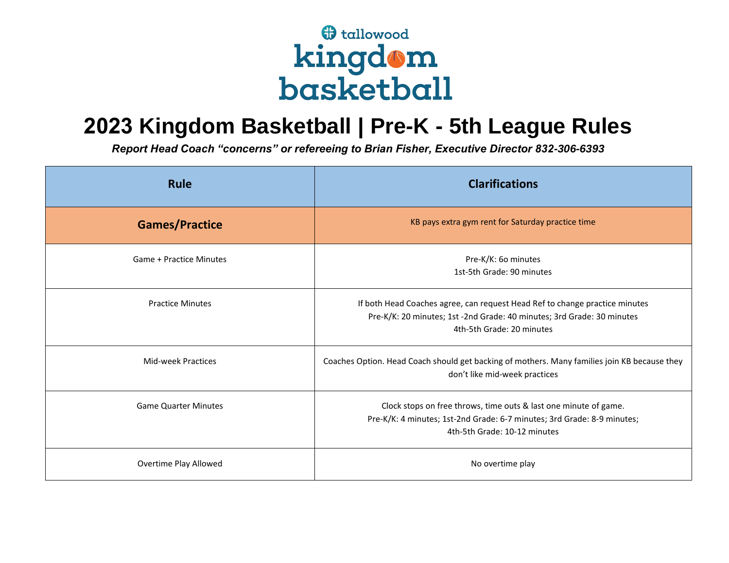tallowood kingdom basketball

# 2023 Kingdom Basketball | Pre-K - 5th League Rules

***Report Head Coach "concerns" or refereeing to Brian Fisher, Executive Director 832-306-6393***

| Rule | Clarifications |
|---|---|
| **Games/Practice** | KB pays extra gym rent for Saturday practice time |
| Game + Practice Minutes | Pre-K/K: 6o minutes<br>1st-5th Grade: 90 minutes |
| Practice Minutes | If both Head Coaches agree, can request Head Ref to change practice minutes<br>Pre-K/K: 20 minutes; 1st -2nd Grade: 40 minutes; 3rd Grade: 30 minutes<br>4th-5th Grade: 20 minutes |
| Mid-week Practices | Coaches Option. Head Coach should get backing of mothers. Many families join KB because they don't like mid-week practices |
| Game Quarter Minutes | Clock stops on free throws, time outs & last one minute of game.<br>Pre-K/K: 4 minutes; 1st-2nd Grade: 6-7 minutes; 3rd Grade: 8-9 minutes;<br>4th-5th Grade: 10-12 minutes |
| Overtime Play Allowed | No overtime play |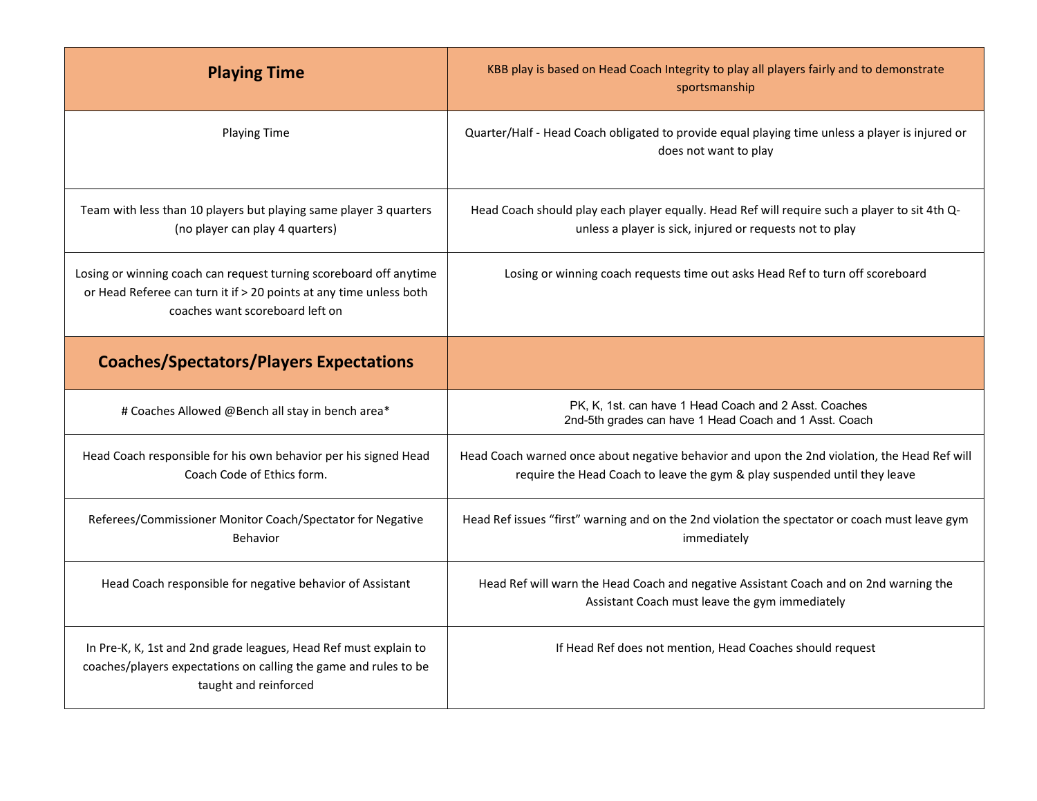| **Playing Time** | KBB play is based on Head Coach Integrity to play all players fairly and to demonstrate sportsmanship |
| --- | --- |
| Playing Time | Quarter/Half - Head Coach obligated to provide equal playing time unless a player is injured or does not want to play |
| Team with less than 10 players but playing same player 3 quarters (no player can play 4 quarters) | Head Coach should play each player equally. Head Ref will require such a player to sit 4th Q- unless a player is sick, injured or requests not to play |
| Losing or winning coach can request turning scoreboard off anytime or Head Referee can turn it if > 20 points at any time unless both coaches want scoreboard left on | Losing or winning coach requests time out asks Head Ref to turn off scoreboard |
| **Coaches/Spectators/Players Expectations** | |
| # Coaches Allowed @Bench all stay in bench area* | PK, K, 1st. can have 1 Head Coach and 2 Asst. Coaches<br>2nd-5th grades can have 1 Head Coach and 1 Asst. Coach |
| Head Coach responsible for his own behavior per his signed Head Coach Code of Ethics form. | Head Coach warned once about negative behavior and upon the 2nd violation, the Head Ref will require the Head Coach to leave the gym & play suspended until they leave |
| Referees/Commissioner Monitor Coach/Spectator for Negative Behavior | Head Ref issues "first" warning and on the 2nd violation the spectator or coach must leave gym immediately |
| Head Coach responsible for negative behavior of Assistant | Head Ref will warn the Head Coach and negative Assistant Coach and on 2nd warning the Assistant Coach must leave the gym immediately |
| In Pre-K, K, 1st and 2nd grade leagues, Head Ref must explain to coaches/players expectations on calling the game and rules to be taught and reinforced | If Head Ref does not mention, Head Coaches should request |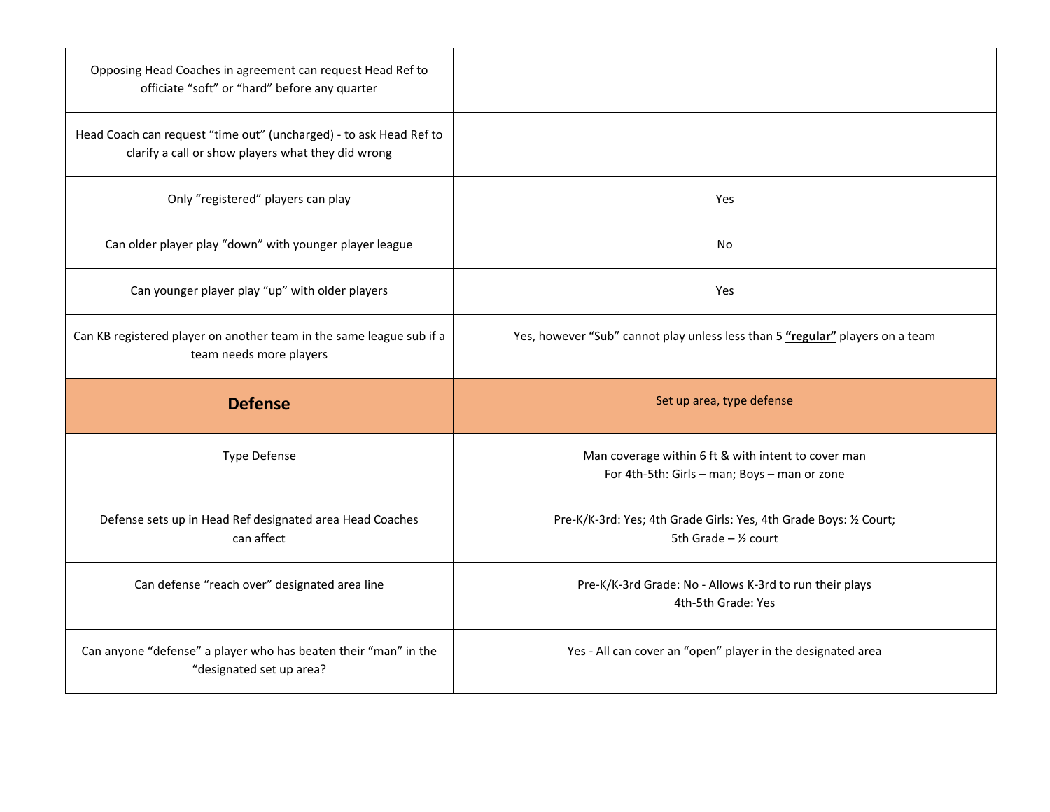| | |
|---|---|
| Opposing Head Coaches in agreement can request Head Ref to officiate “soft” or “hard” before any quarter | |
| Head Coach can request “time out” (uncharged) - to ask Head Ref to clarify a call or show players what they did wrong | |
| Only “registered” players can play | Yes |
| Can older player play “down” with younger player league | No |
| Can younger player play “up” with older players | Yes |
| Can KB registered player on another team in the same league sub if a team needs more players | Yes, however “Sub” cannot play unless less than 5 **“regular”** players on a team |
| **Defense** | Set up area, type defense |
| Type Defense | Man coverage within 6 ft & with intent to cover man<br>For 4th-5th: Girls – man; Boys – man or zone |
| Defense sets up in Head Ref designated area Head Coaches can affect | Pre-K/K-3rd: Yes; 4th Grade Girls: Yes, 4th Grade Boys: ½ Court;<br>5th Grade – ½ court |
| Can defense “reach over” designated area line | Pre-K/K-3rd Grade: No - Allows K-3rd to run their plays<br>4th-5th Grade: Yes |
| Can anyone “defense” a player who has beaten their “man” in the “designated set up area? | Yes - All can cover an “open” player in the designated area |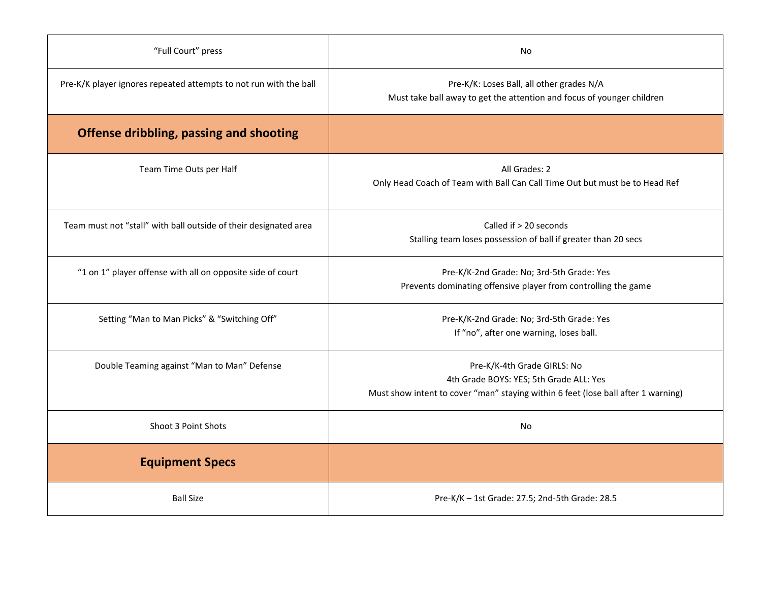| “Full Court” press | No |
|---|---|
| Pre-K/K player ignores repeated attempts to not run with the ball | Pre-K/K: Loses Ball, all other grades N/A<br>Must take ball away to get the attention and focus of younger children |
| **Offense dribbling, passing and shooting** | |
| Team Time Outs per Half | All Grades: 2<br>Only Head Coach of Team with Ball Can Call Time Out but must be to Head Ref |
| Team must not “stall” with ball outside of their designated area | Called if > 20 seconds<br>Stalling team loses possession of ball if greater than 20 secs |
| “1 on 1” player offense with all on opposite side of court | Pre-K/K-2nd Grade: No; 3rd-5th Grade: Yes<br>Prevents dominating offensive player from controlling the game |
| Setting “Man to Man Picks” & “Switching Off” | Pre-K/K-2nd Grade: No; 3rd-5th Grade: Yes<br>If “no”, after one warning, loses ball. |
| Double Teaming against “Man to Man” Defense | Pre-K/K-4th Grade GIRLS: No<br>4th Grade BOYS: YES; 5th Grade ALL: Yes<br>Must show intent to cover “man” staying within 6 feet (lose ball after 1 warning) |
| Shoot 3 Point Shots | No |
| **Equipment Specs** | |
| Ball Size | Pre-K/K – 1st Grade: 27.5; 2nd-5th Grade: 28.5 |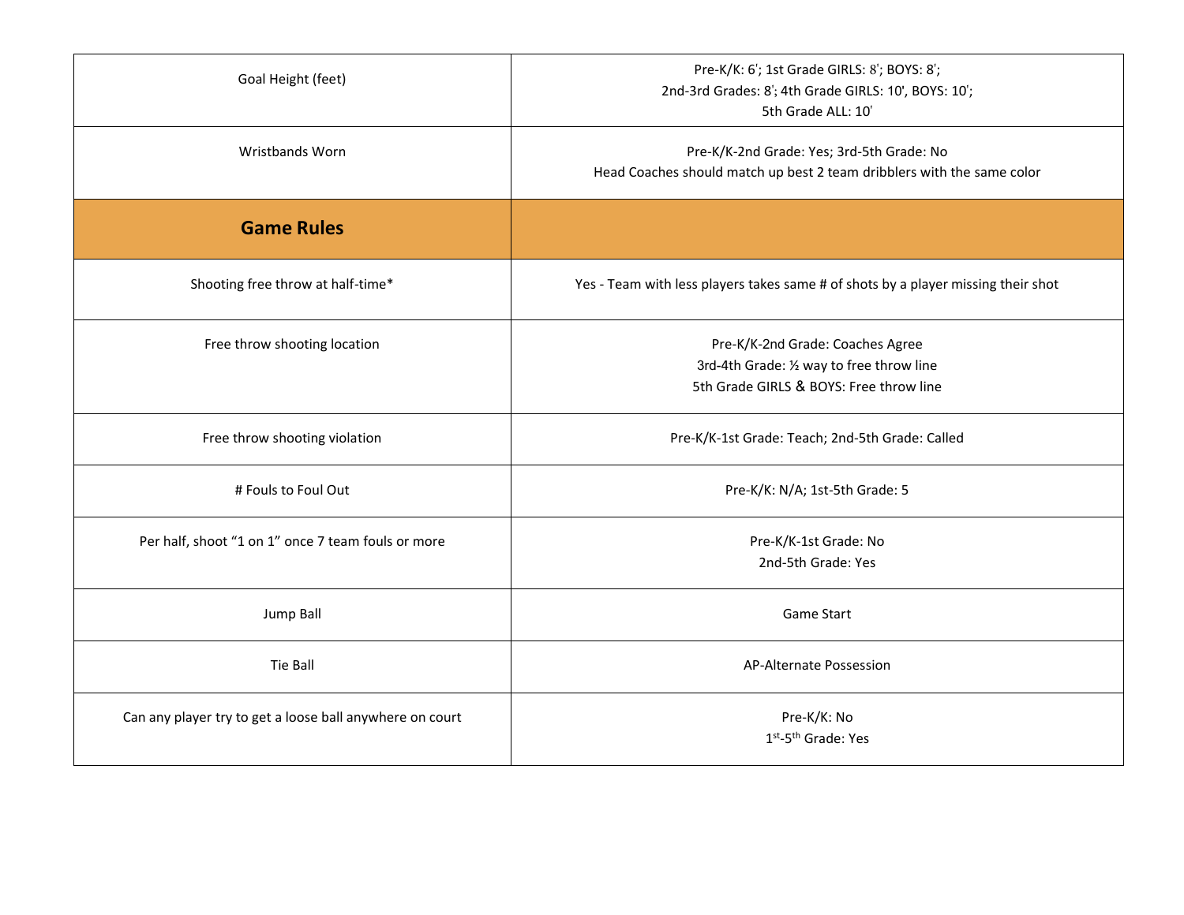| | |
|---|---|
| Goal Height (feet) | Pre-K/K: 6'; 1st Grade GIRLS: 8'; BOYS: 8';<br>2nd-3rd Grades: 8'; 4th Grade GIRLS: 10', BOYS: 10';<br>5th Grade ALL: 10' |
| Wristbands Worn | Pre-K/K-2nd Grade: Yes; 3rd-5th Grade: No<br>Head Coaches should match up best 2 team dribblers with the same color |
| **Game Rules** | |
| Shooting free throw at half-time* | Yes - Team with less players takes same # of shots by a player missing their shot |
| Free throw shooting location | Pre-K/K-2nd Grade: Coaches Agree<br>3rd-4th Grade: ½ way to free throw line<br>5th Grade GIRLS & BOYS: Free throw line |
| Free throw shooting violation | Pre-K/K-1st Grade: Teach; 2nd-5th Grade: Called |
| # Fouls to Foul Out | Pre-K/K: N/A; 1st-5th Grade: 5 |
| Per half, shoot "1 on 1" once 7 team fouls or more | Pre-K/K-1st Grade: No<br>2nd-5th Grade: Yes |
| Jump Ball | Game Start |
| Tie Ball | AP-Alternate Possession |
| Can any player try to get a loose ball anywhere on court | Pre-K/K: No<br>1st-5th Grade: Yes |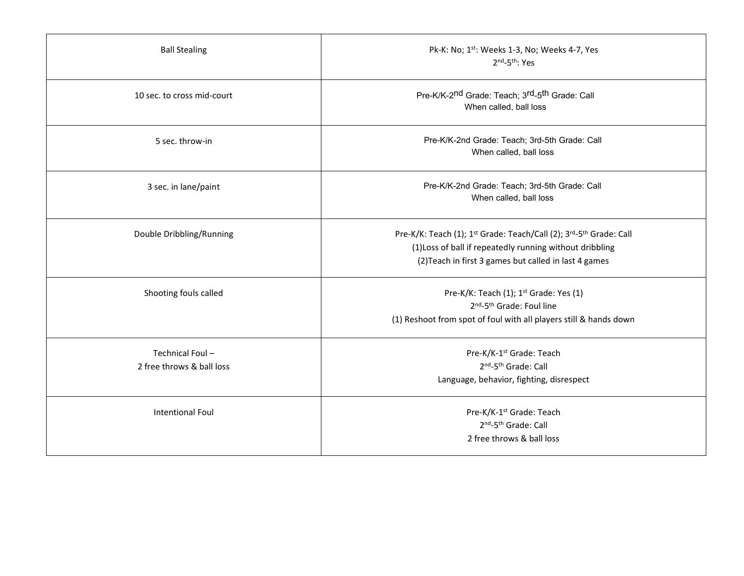| Ball Stealing | Pk-K: No; 1st: Weeks 1-3, No; Weeks 4-7, Yes<br>2nd-5th: Yes |
|---|---|
| 10 sec. to cross mid-court | Pre-K/K-2nd Grade: Teach; 3rd-5th Grade: Call<br>When called, ball loss |
| 5 sec. throw-in | Pre-K/K-2nd Grade: Teach; 3rd-5th Grade: Call<br>When called, ball loss |
| 3 sec. in lane/paint | Pre-K/K-2nd Grade: Teach; 3rd-5th Grade: Call<br>When called, ball loss |
| Double Dribbling/Running | Pre-K/K: Teach (1); 1st Grade: Teach/Call (2); 3rd-5th Grade: Call<br>(1)Loss of ball if repeatedly running without dribbling<br>(2)Teach in first 3 games but called in last 4 games |
| Shooting fouls called | Pre-K/K: Teach (1); 1st Grade: Yes (1)<br>2nd-5th Grade: Foul line<br>(1) Reshoot from spot of foul with all players still & hands down |
| Technical Foul –<br>2 free throws & ball loss | Pre-K/K-1st Grade: Teach<br>2nd-5th Grade: Call<br>Language, behavior, fighting, disrespect |
| Intentional Foul | Pre-K/K-1st Grade: Teach<br>2nd-5th Grade: Call<br>2 free throws & ball loss |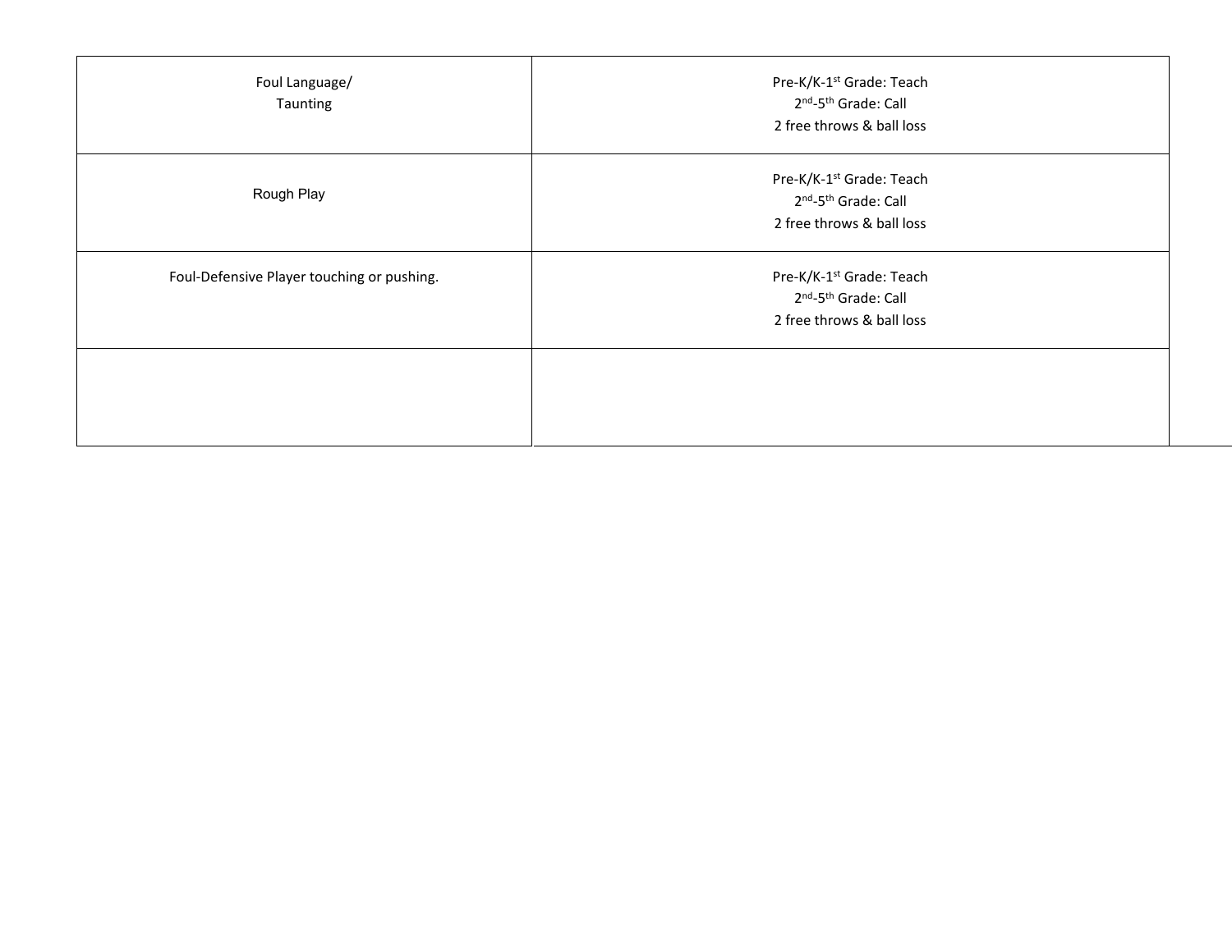| Foul Language/ Taunting | Pre-K/K-1st Grade: Teach<br>2nd-5th Grade: Call<br>2 free throws & ball loss |
|---|---|
| Rough Play | Pre-K/K-1st Grade: Teach<br>2nd-5th Grade: Call<br>2 free throws & ball loss |
| Foul-Defensive Player touching or pushing. | Pre-K/K-1st Grade: Teach<br>2nd-5th Grade: Call<br>2 free throws & ball loss |
| | |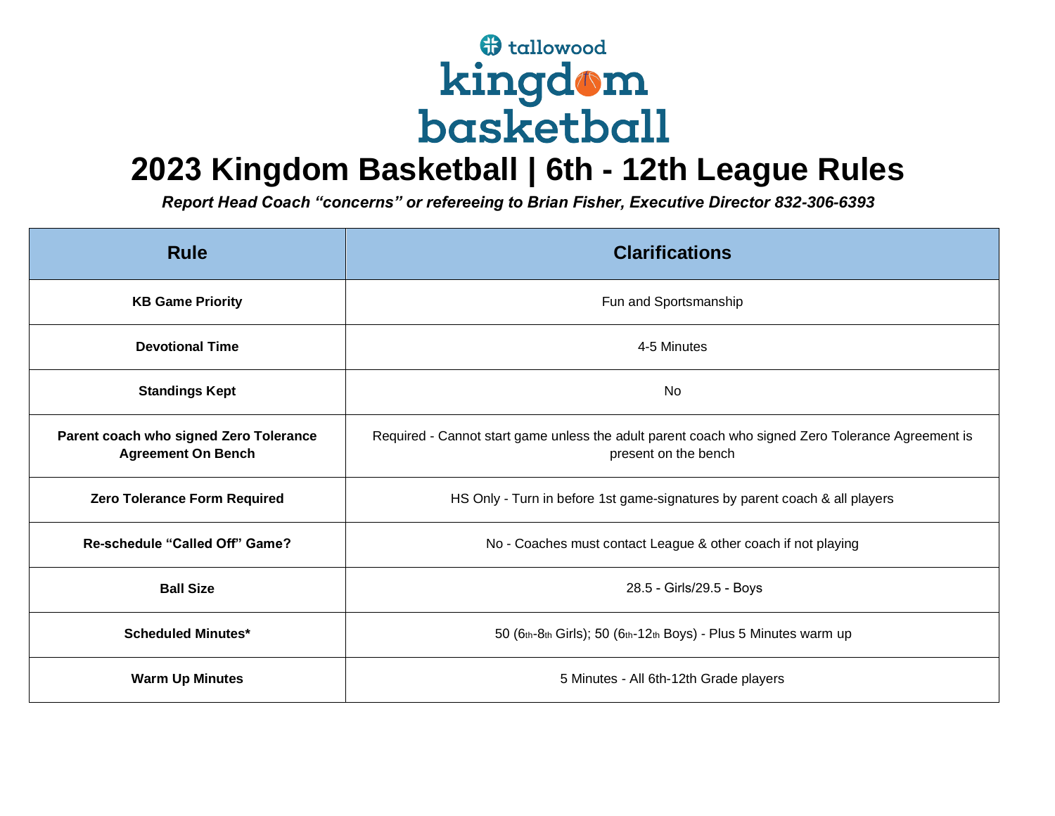# 2023 Kingdom Basketball | 6th - 12th League Rules

***Report Head Coach "concerns" or refereeing to Brian Fisher, Executive Director 832-306-6393***

| Rule | Clarifications |
| --- | --- |
| **KB Game Priority** | Fun and Sportsmanship |
| **Devotional Time** | 4-5 Minutes |
| **Standings Kept** | No |
| **Parent coach who signed Zero Tolerance Agreement On Bench** | Required - Cannot start game unless the adult parent coach who signed Zero Tolerance Agreement is present on the bench |
| **Zero Tolerance Form Required** | HS Only - Turn in before 1st game-signatures by parent coach & all players |
| **Re-schedule "Called Off" Game?** | No - Coaches must contact League & other coach if not playing |
| **Ball Size** | 28.5 - Girls/29.5 - Boys |
| **Scheduled Minutes*** | 50 (6th-8th Girls); 50 (6th-12th Boys) - Plus 5 Minutes warm up |
| **Warm Up Minutes** | 5 Minutes - All 6th-12th Grade players |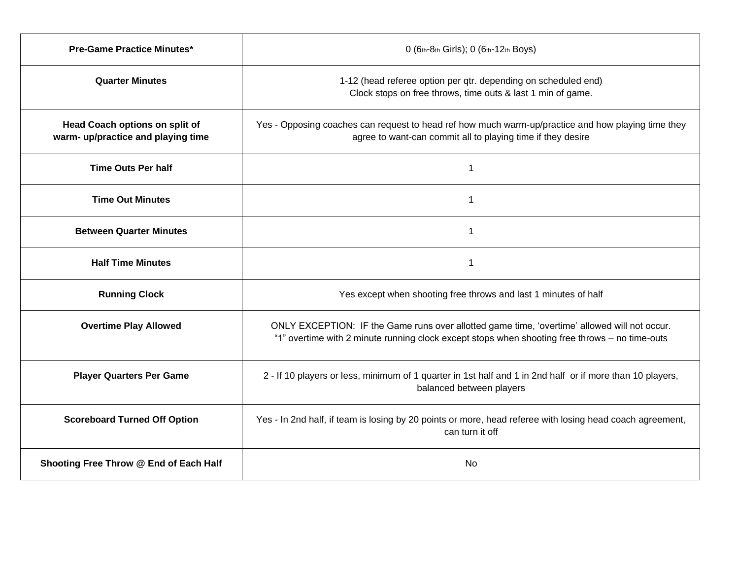| **Pre-Game Practice Minutes*** | 0 (6th-8th Girls); 0 (6th-12th Boys) |
|---|---|
| **Quarter Minutes** | 1-12 (head referee option per qtr. depending on scheduled end)<br>Clock stops on free throws, time outs & last 1 min of game. |
| **Head Coach options on split of warm- up/practice and playing time** | Yes - Opposing coaches can request to head ref how much warm-up/practice and how playing time they agree to want-can commit all to playing time if they desire |
| **Time Outs Per half** | 1 |
| **Time Out Minutes** | 1 |
| **Between Quarter Minutes** | 1 |
| **Half Time Minutes** | 1 |
| **Running Clock** | Yes except when shooting free throws and last 1 minutes of half |
| **Overtime Play Allowed** | ONLY EXCEPTION: IF the Game runs over allotted game time, 'overtime' allowed will not occur.<br>"1" overtime with 2 minute running clock except stops when shooting free throws – no time-outs |
| **Player Quarters Per Game** | 2 - If 10 players or less, minimum of 1 quarter in 1st half and 1 in 2nd half or if more than 10 players, balanced between players |
| **Scoreboard Turned Off Option** | Yes - In 2nd half, if team is losing by 20 points or more, head referee with losing head coach agreement, can turn it off |
| **Shooting Free Throw @ End of Each Half** | No |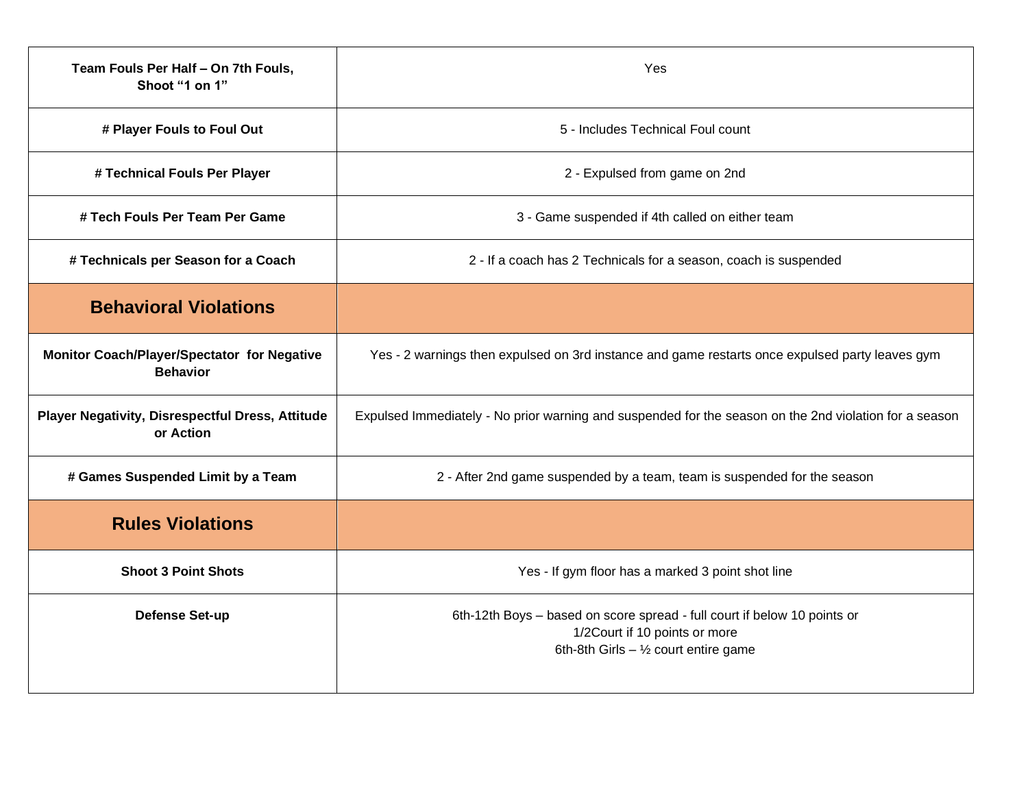| | |
|---|---|
| **Team Fouls Per Half – On 7th Fouls, Shoot "1 on 1"** | Yes |
| **# Player Fouls to Foul Out** | 5 - Includes Technical Foul count |
| **# Technical Fouls Per Player** | 2 - Expulsed from game on 2nd |
| **# Tech Fouls Per Team Per Game** | 3 - Game suspended if 4th called on either team |
| **# Technicals per Season for a Coach** | 2 - If a coach has 2 Technicals for a season, coach is suspended |
| **Behavioral Violations** | |
| **Monitor Coach/Player/Spectator for Negative Behavior** | Yes - 2 warnings then expulsed on 3rd instance and game restarts once expulsed party leaves gym |
| **Player Negativity, Disrespectful Dress, Attitude or Action** | Expulsed Immediately - No prior warning and suspended for the season on the 2nd violation for a season |
| **# Games Suspended Limit by a Team** | 2 - After 2nd game suspended by a team, team is suspended for the season |
| **Rules Violations** | |
| **Shoot 3 Point Shots** | Yes - If gym floor has a marked 3 point shot line |
| **Defense Set-up** | 6th-12th Boys – based on score spread - full court if below 10 points or 1/2Court if 10 points or more<br>6th-8th Girls – ½ court entire game |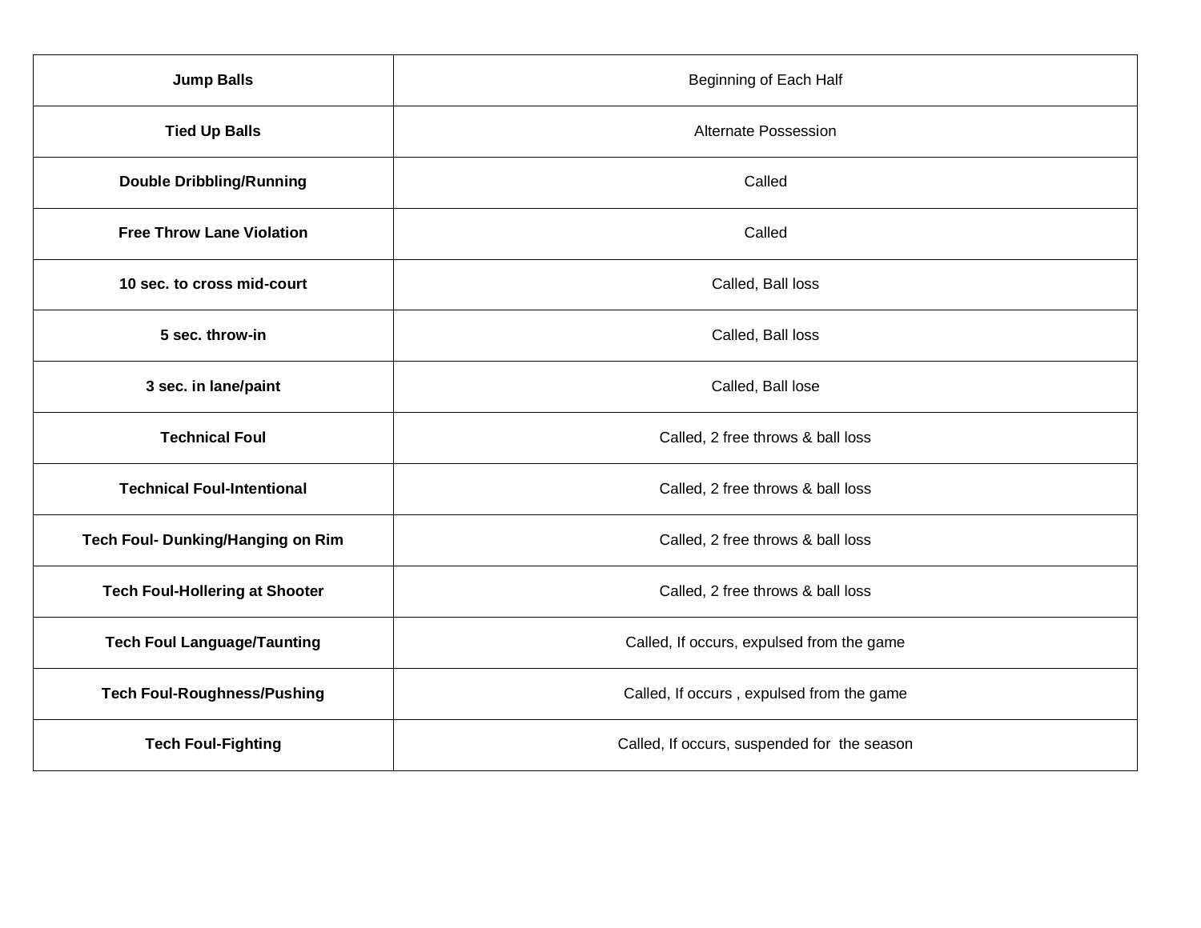| **Jump Balls** | Beginning of Each Half |
|---|---|
| **Tied Up Balls** | Alternate Possession |
| **Double Dribbling/Running** | Called |
| **Free Throw Lane Violation** | Called |
| **10 sec. to cross mid-court** | Called, Ball loss |
| **5 sec. throw-in** | Called, Ball loss |
| **3 sec. in lane/paint** | Called, Ball lose |
| **Technical Foul** | Called, 2 free throws & ball loss |
| **Technical Foul-Intentional** | Called, 2 free throws & ball loss |
| **Tech Foul- Dunking/Hanging on Rim** | Called, 2 free throws & ball loss |
| **Tech Foul-Hollering at Shooter** | Called, 2 free throws & ball loss |
| **Tech Foul Language/Taunting** | Called, If occurs, expulsed from the game |
| **Tech Foul-Roughness/Pushing** | Called, If occurs , expulsed from the game |
| **Tech Foul-Fighting** | Called, If occurs, suspended for the season |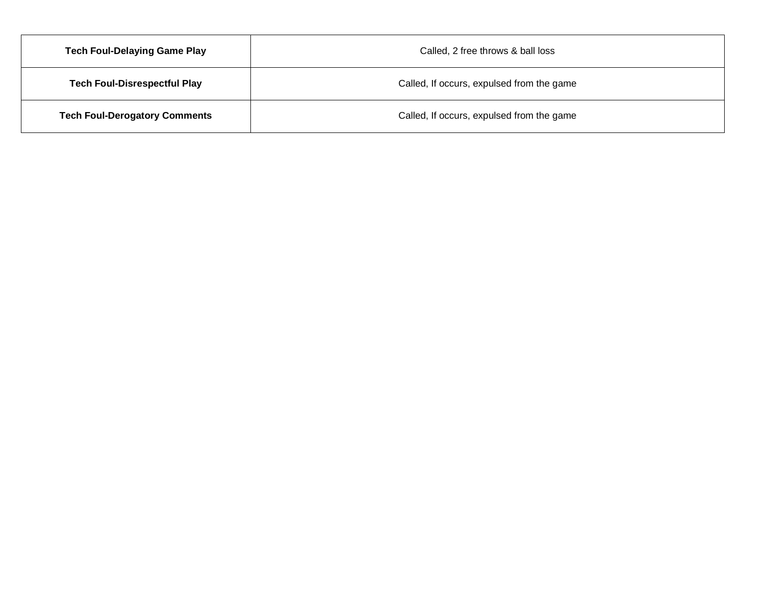| | |
|---|---|
| **Tech Foul-Delaying Game Play** | Called, 2 free throws & ball loss |
| **Tech Foul-Disrespectful Play** | Called, If occurs, expulsed from the game |
| **Tech Foul-Derogatory Comments** | Called, If occurs, expulsed from the game |